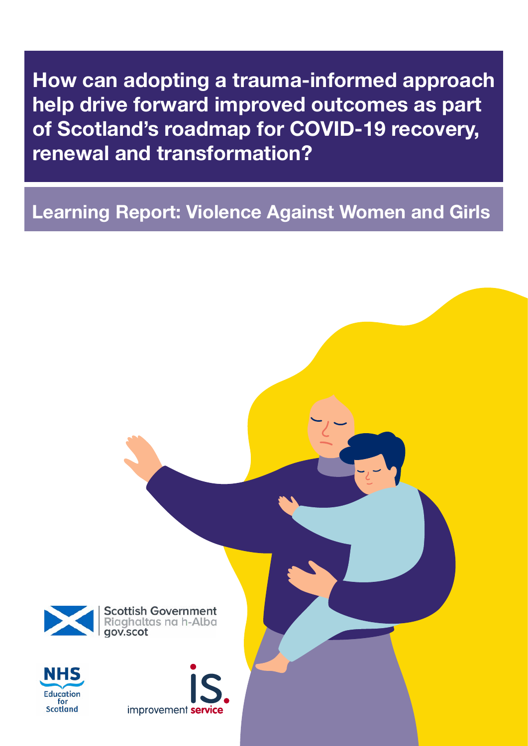# How can adopting a trauma-informed approach help drive forward improved outcomes as part of Scotland's roadmap for COVID-19 recovery, renewal and transformation?

## Learning Report: Violence Against Women and Girls

Scottish Government
Riaghaltas na h-Alba
gov.scot

NHS Education for Scotland

improvement service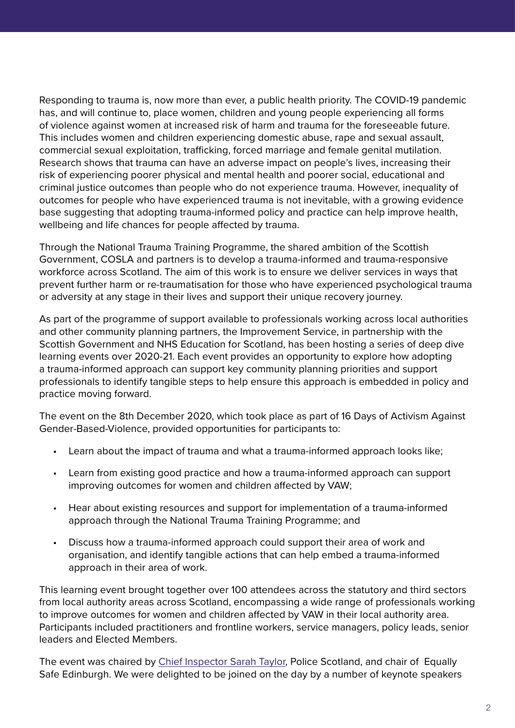Responding to trauma is, now more than ever, a public health priority. The COVID-19 pandemic has, and will continue to, place women, children and young people experiencing all forms of violence against women at increased risk of harm and trauma for the foreseeable future. This includes women and children experiencing domestic abuse, rape and sexual assault, commercial sexual exploitation, trafficking, forced marriage and female genital mutilation. Research shows that trauma can have an adverse impact on people's lives, increasing their risk of experiencing poorer physical and mental health and poorer social, educational and criminal justice outcomes than people who do not experience trauma. However, inequality of outcomes for people who have experienced trauma is not inevitable, with a growing evidence base suggesting that adopting trauma-informed policy and practice can help improve health, wellbeing and life chances for people affected by trauma.

Through the National Trauma Training Programme, the shared ambition of the Scottish Government, COSLA and partners is to develop a trauma-informed and trauma-responsive workforce across Scotland. The aim of this work is to ensure we deliver services in ways that prevent further harm or re-traumatisation for those who have experienced psychological trauma or adversity at any stage in their lives and support their unique recovery journey.

As part of the programme of support available to professionals working across local authorities and other community planning partners, the Improvement Service, in partnership with the Scottish Government and NHS Education for Scotland, has been hosting a series of deep dive learning events over 2020-21. Each event provides an opportunity to explore how adopting a trauma-informed approach can support key community planning priorities and support professionals to identify tangible steps to help ensure this approach is embedded in policy and practice moving forward.

The event on the 8th December 2020, which took place as part of 16 Days of Activism Against Gender-Based-Violence, provided opportunities for participants to:

- Learn about the impact of trauma and what a trauma-informed approach looks like;
- Learn from existing good practice and how a trauma-informed approach can support improving outcomes for women and children affected by VAW;
- Hear about existing resources and support for implementation of a trauma-informed approach through the National Trauma Training Programme; and
- Discuss how a trauma-informed approach could support their area of work and organisation, and identify tangible actions that can help embed a trauma-informed approach in their area of work.

This learning event brought together over 100 attendees across the statutory and third sectors from local authority areas across Scotland, encompassing a wide range of professionals working to improve outcomes for women and children affected by VAW in their local authority area. Participants included practitioners and frontline workers, service managers, policy leads, senior leaders and Elected Members.

The event was chaired by Chief Inspector Sarah Taylor, Police Scotland, and chair of Equally Safe Edinburgh. We were delighted to be joined on the day by a number of keynote speakers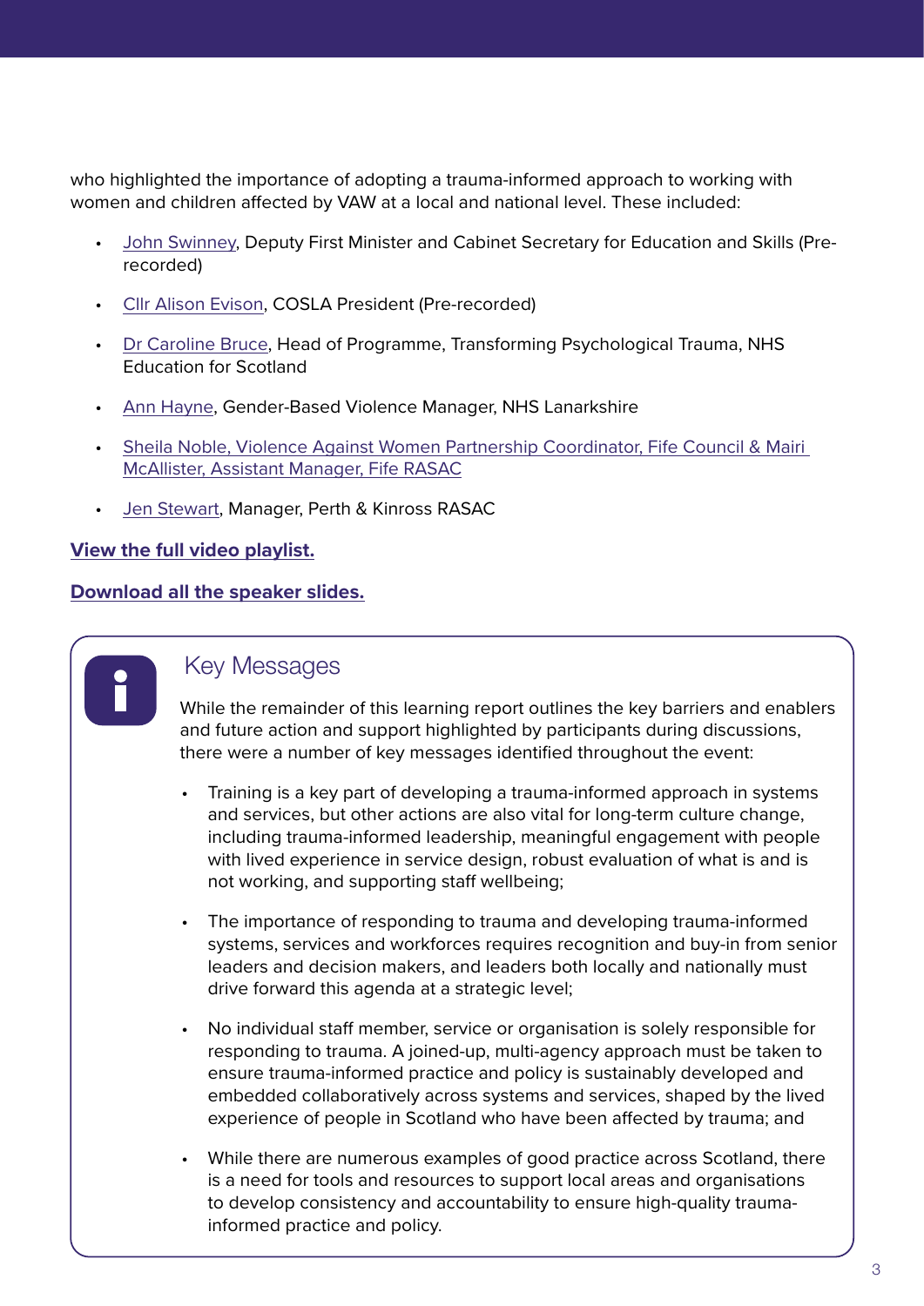who highlighted the importance of adopting a trauma-informed approach to working with women and children affected by VAW at a local and national level. These included:

- John Swinney, Deputy First Minister and Cabinet Secretary for Education and Skills (Pre-recorded)
- Cllr Alison Evison, COSLA President (Pre-recorded)
- Dr Caroline Bruce, Head of Programme, Transforming Psychological Trauma, NHS Education for Scotland
- Ann Hayne, Gender-Based Violence Manager, NHS Lanarkshire
- Sheila Noble, Violence Against Women Partnership Coordinator, Fife Council & Mairi McAllister, Assistant Manager, Fife RASAC
- Jen Stewart, Manager, Perth & Kinross RASAC

**View the full video playlist.**

**Download all the speaker slides.**

## Key Messages

While the remainder of this learning report outlines the key barriers and enablers and future action and support highlighted by participants during discussions, there were a number of key messages identified throughout the event:

- Training is a key part of developing a trauma-informed approach in systems and services, but other actions are also vital for long-term culture change, including trauma-informed leadership, meaningful engagement with people with lived experience in service design, robust evaluation of what is and is not working, and supporting staff wellbeing;
- The importance of responding to trauma and developing trauma-informed systems, services and workforces requires recognition and buy-in from senior leaders and decision makers, and leaders both locally and nationally must drive forward this agenda at a strategic level;
- No individual staff member, service or organisation is solely responsible for responding to trauma. A joined-up, multi-agency approach must be taken to ensure trauma-informed practice and policy is sustainably developed and embedded collaboratively across systems and services, shaped by the lived experience of people in Scotland who have been affected by trauma; and
- While there are numerous examples of good practice across Scotland, there is a need for tools and resources to support local areas and organisations to develop consistency and accountability to ensure high-quality trauma-informed practice and policy.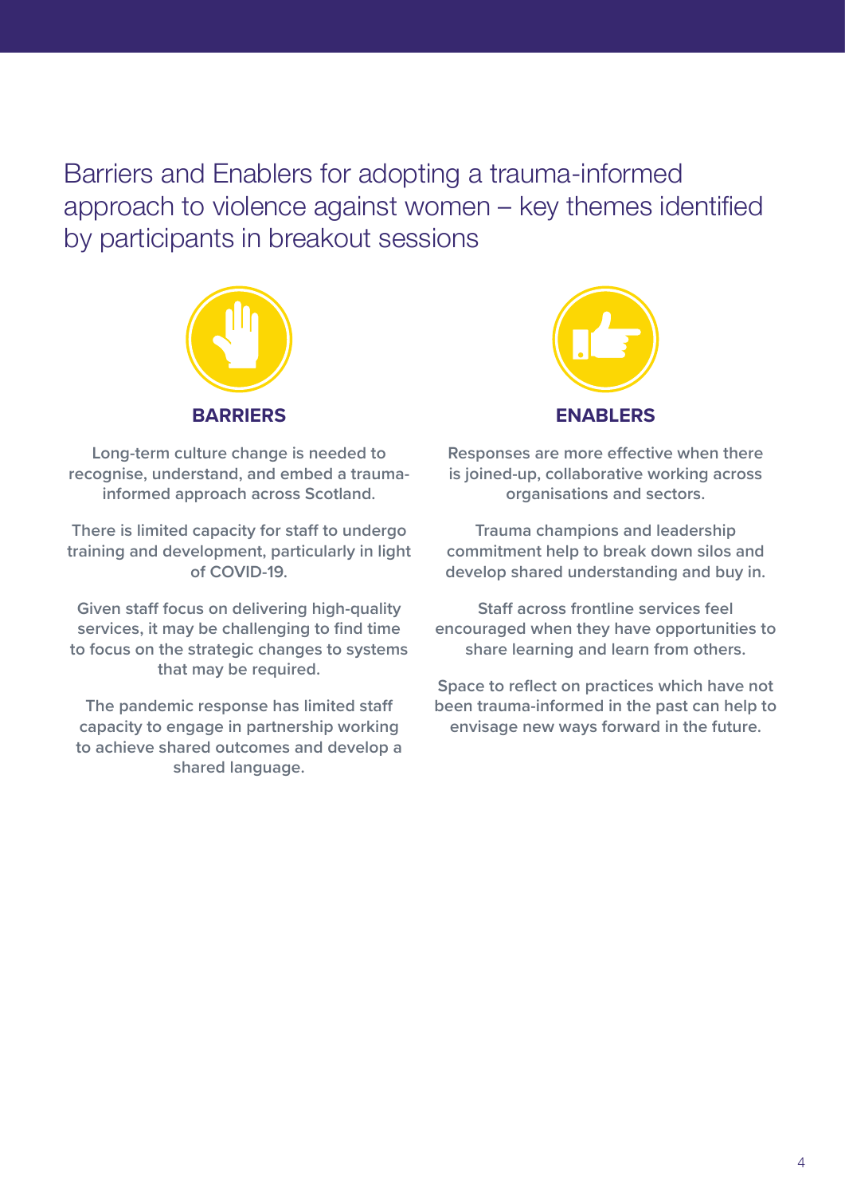# Barriers and Enablers for adopting a trauma-informed approach to violence against women – key themes identified by participants in breakout sessions

## BARRIERS

**Long-term culture change is needed to recognise, understand, and embed a trauma-informed approach across Scotland.**

**There is limited capacity for staff to undergo training and development, particularly in light of COVID-19.**

**Given staff focus on delivering high-quality services, it may be challenging to find time to focus on the strategic changes to systems that may be required.**

**The pandemic response has limited staff capacity to engage in partnership working to achieve shared outcomes and develop a shared language.**

## ENABLERS

**Responses are more effective when there is joined-up, collaborative working across organisations and sectors.**

**Trauma champions and leadership commitment help to break down silos and develop shared understanding and buy in.**

**Staff across frontline services feel encouraged when they have opportunities to share learning and learn from others.**

**Space to reflect on practices which have not been trauma-informed in the past can help to envisage new ways forward in the future.**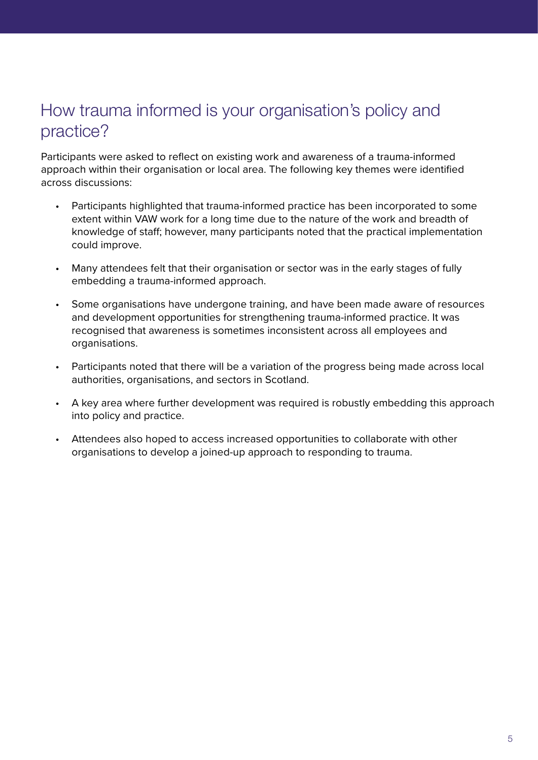## How trauma informed is your organisation's policy and practice?

Participants were asked to reflect on existing work and awareness of a trauma-informed approach within their organisation or local area. The following key themes were identified across discussions:

- Participants highlighted that trauma-informed practice has been incorporated to some extent within VAW work for a long time due to the nature of the work and breadth of knowledge of staff; however, many participants noted that the practical implementation could improve.
- Many attendees felt that their organisation or sector was in the early stages of fully embedding a trauma-informed approach.
- Some organisations have undergone training, and have been made aware of resources and development opportunities for strengthening trauma-informed practice. It was recognised that awareness is sometimes inconsistent across all employees and organisations.
- Participants noted that there will be a variation of the progress being made across local authorities, organisations, and sectors in Scotland.
- A key area where further development was required is robustly embedding this approach into policy and practice.
- Attendees also hoped to access increased opportunities to collaborate with other organisations to develop a joined-up approach to responding to trauma.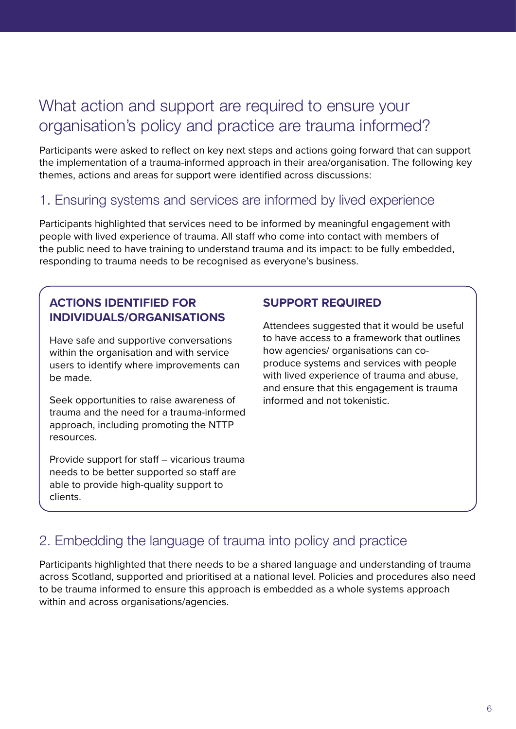## What action and support are required to ensure your organisation's policy and practice are trauma informed?

Participants were asked to reflect on key next steps and actions going forward that can support the implementation of a trauma-informed approach in their area/organisation. The following key themes, actions and areas for support were identified across discussions:

### 1. Ensuring systems and services are informed by lived experience

Participants highlighted that services need to be informed by meaningful engagement with people with lived experience of trauma. All staff who come into contact with members of the public need to have training to understand trauma and its impact: to be fully embedded, responding to trauma needs to be recognised as everyone's business.

**ACTIONS IDENTIFIED FOR INDIVIDUALS/ORGANISATIONS**

Have safe and supportive conversations within the organisation and with service users to identify where improvements can be made.

Seek opportunities to raise awareness of trauma and the need for a trauma-informed approach, including promoting the NTTP resources.

Provide support for staff – vicarious trauma needs to be better supported so staff are able to provide high-quality support to clients.

**SUPPORT REQUIRED**

Attendees suggested that it would be useful to have access to a framework that outlines how agencies/ organisations can co-produce systems and services with people with lived experience of trauma and abuse, and ensure that this engagement is trauma informed and not tokenistic.

### 2. Embedding the language of trauma into policy and practice

Participants highlighted that there needs to be a shared language and understanding of trauma across Scotland, supported and prioritised at a national level. Policies and procedures also need to be trauma informed to ensure this approach is embedded as a whole systems approach within and across organisations/agencies.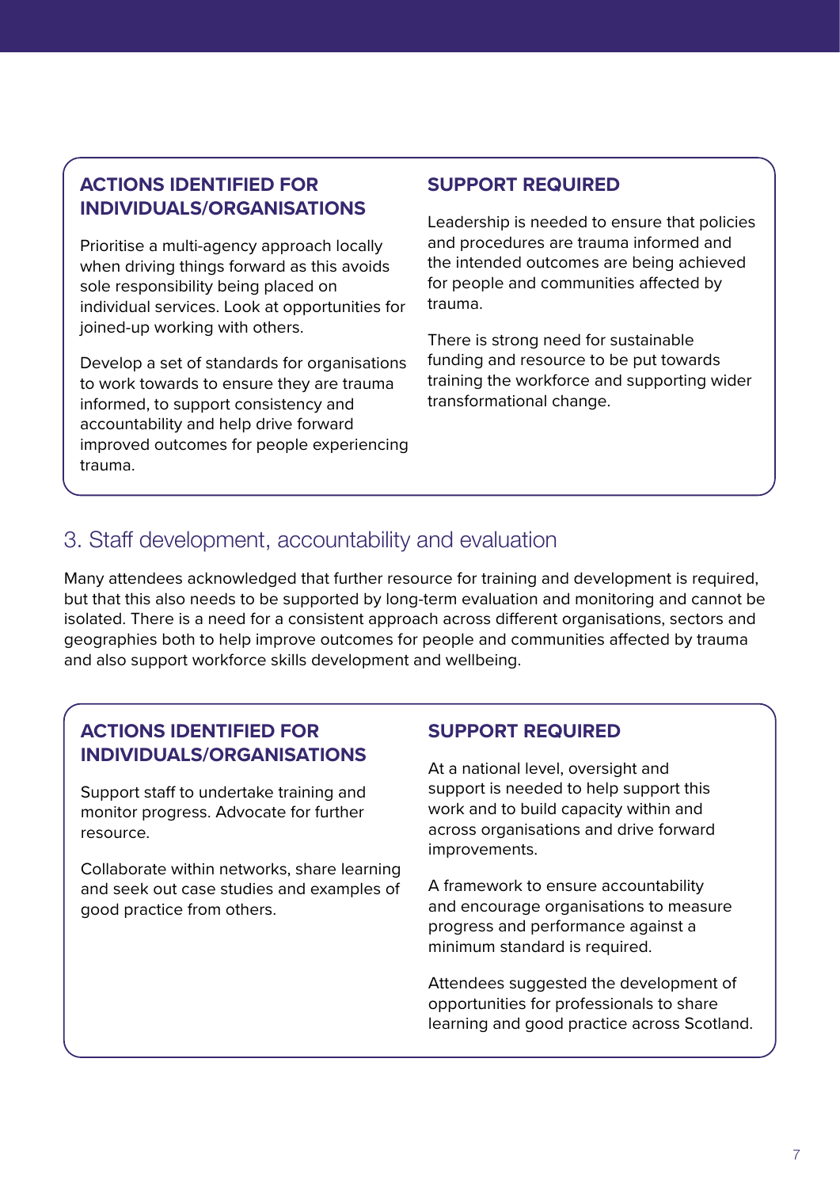### ACTIONS IDENTIFIED FOR INDIVIDUALS/ORGANISATIONS

Prioritise a multi-agency approach locally when driving things forward as this avoids sole responsibility being placed on individual services. Look at opportunities for joined-up working with others.

Develop a set of standards for organisations to work towards to ensure they are trauma informed, to support consistency and accountability and help drive forward improved outcomes for people experiencing trauma.

### SUPPORT REQUIRED

Leadership is needed to ensure that policies and procedures are trauma informed and the intended outcomes are being achieved for people and communities affected by trauma.

There is strong need for sustainable funding and resource to be put towards training the workforce and supporting wider transformational change.

## 3. Staff development, accountability and evaluation

Many attendees acknowledged that further resource for training and development is required, but that this also needs to be supported by long-term evaluation and monitoring and cannot be isolated. There is a need for a consistent approach across different organisations, sectors and geographies both to help improve outcomes for people and communities affected by trauma and also support workforce skills development and wellbeing.

### ACTIONS IDENTIFIED FOR INDIVIDUALS/ORGANISATIONS

Support staff to undertake training and monitor progress. Advocate for further resource.

Collaborate within networks, share learning and seek out case studies and examples of good practice from others.

### SUPPORT REQUIRED

At a national level, oversight and support is needed to help support this work and to build capacity within and across organisations and drive forward improvements.

A framework to ensure accountability and encourage organisations to measure progress and performance against a minimum standard is required.

Attendees suggested the development of opportunities for professionals to share learning and good practice across Scotland.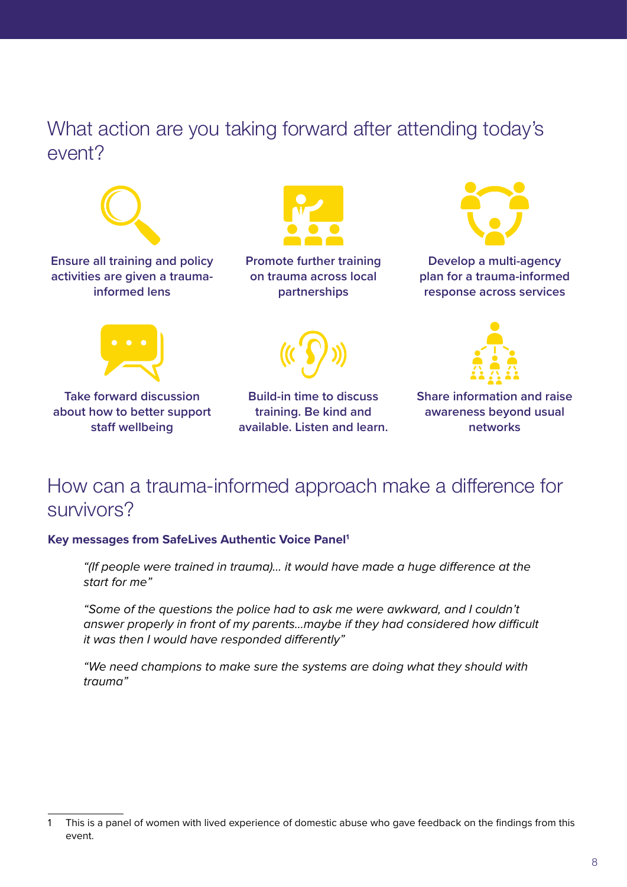## What action are you taking forward after attending today's event?

- **Ensure all training and policy activities are given a trauma-informed lens**
- **Promote further training on trauma across local partnerships**
- **Develop a multi-agency plan for a trauma-informed response across services**
- **Take forward discussion about how to better support staff wellbeing**
- **Build-in time to discuss training. Be kind and available. Listen and learn.**
- **Share information and raise awareness beyond usual networks**

## How can a trauma-informed approach make a difference for survivors?

**Key messages from SafeLives Authentic Voice Panel[1]**

> *"(If people were trained in trauma)… it would have made a huge difference at the start for me"*
>
> *"Some of the questions the police had to ask me were awkward, and I couldn't answer properly in front of my parents…maybe if they had considered how difficult it was then I would have responded differently"*
>
> *"We need champions to make sure the systems are doing what they should with trauma"*

---

1 This is a panel of women with lived experience of domestic abuse who gave feedback on the findings from this event.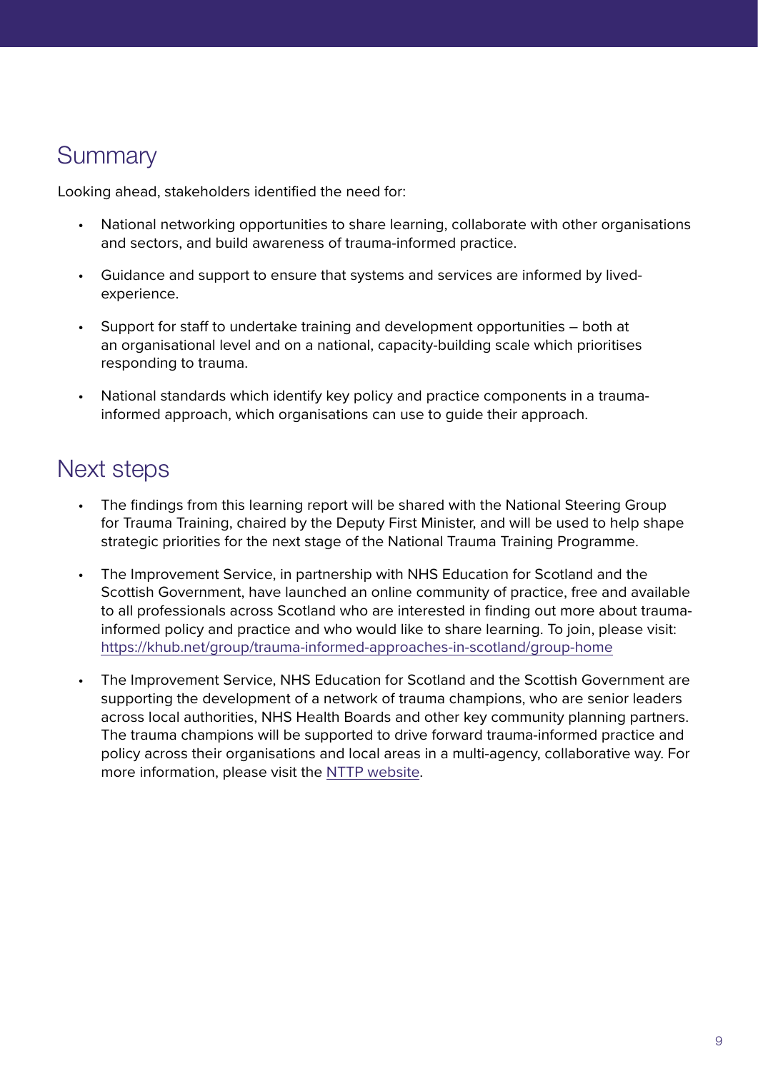## Summary

Looking ahead, stakeholders identified the need for:

- National networking opportunities to share learning, collaborate with other organisations and sectors, and build awareness of trauma-informed practice.
- Guidance and support to ensure that systems and services are informed by lived-experience.
- Support for staff to undertake training and development opportunities – both at an organisational level and on a national, capacity-building scale which prioritises responding to trauma.
- National standards which identify key policy and practice components in a trauma-informed approach, which organisations can use to guide their approach.

## Next steps

- The findings from this learning report will be shared with the National Steering Group for Trauma Training, chaired by the Deputy First Minister, and will be used to help shape strategic priorities for the next stage of the National Trauma Training Programme.
- The Improvement Service, in partnership with NHS Education for Scotland and the Scottish Government, have launched an online community of practice, free and available to all professionals across Scotland who are interested in finding out more about trauma-informed policy and practice and who would like to share learning. To join, please visit: [https://khub.net/group/trauma-informed-approaches-in-scotland/group-home](https://khub.net/group/trauma-informed-approaches-in-scotland/group-home)
- The Improvement Service, NHS Education for Scotland and the Scottish Government are supporting the development of a network of trauma champions, who are senior leaders across local authorities, NHS Health Boards and other key community planning partners. The trauma champions will be supported to drive forward trauma-informed practice and policy across their organisations and local areas in a multi-agency, collaborative way. For more information, please visit the NTTP website.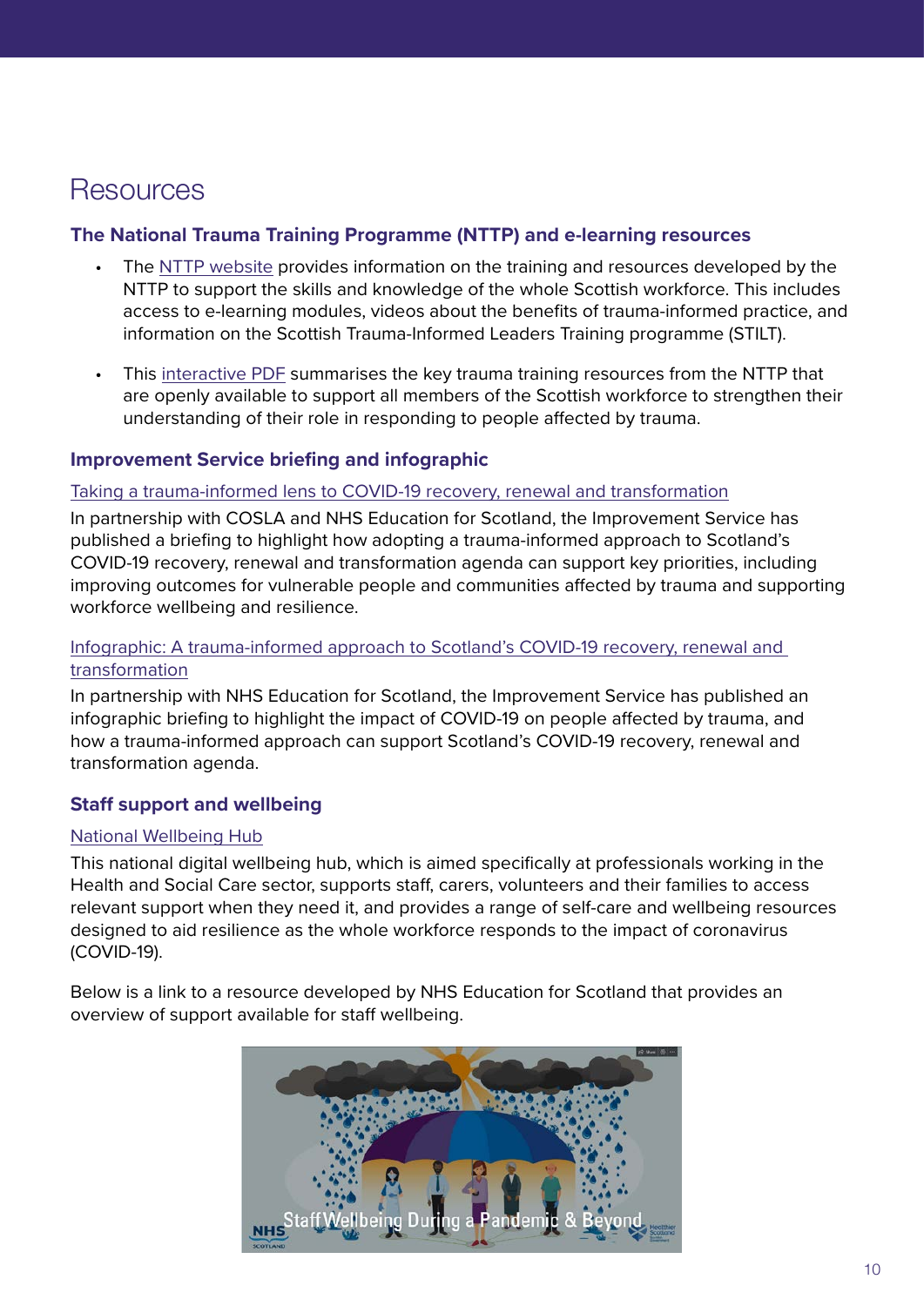# Resources

## The National Trauma Training Programme (NTTP) and e-learning resources

- The NTTP website provides information on the training and resources developed by the NTTP to support the skills and knowledge of the whole Scottish workforce. This includes access to e-learning modules, videos about the benefits of trauma-informed practice, and information on the Scottish Trauma-Informed Leaders Training programme (STILT).
- This interactive PDF summarises the key trauma training resources from the NTTP that are openly available to support all members of the Scottish workforce to strengthen their understanding of their role in responding to people affected by trauma.

## Improvement Service briefing and infographic

Taking a trauma-informed lens to COVID-19 recovery, renewal and transformation

In partnership with COSLA and NHS Education for Scotland, the Improvement Service has published a briefing to highlight how adopting a trauma-informed approach to Scotland's COVID-19 recovery, renewal and transformation agenda can support key priorities, including improving outcomes for vulnerable people and communities affected by trauma and supporting workforce wellbeing and resilience.

Infographic: A trauma-informed approach to Scotland's COVID-19 recovery, renewal and transformation

In partnership with NHS Education for Scotland, the Improvement Service has published an infographic briefing to highlight the impact of COVID-19 on people affected by trauma, and how a trauma-informed approach can support Scotland's COVID-19 recovery, renewal and transformation agenda.

## Staff support and wellbeing

National Wellbeing Hub

This national digital wellbeing hub, which is aimed specifically at professionals working in the Health and Social Care sector, supports staff, carers, volunteers and their families to access relevant support when they need it, and provides a range of self-care and wellbeing resources designed to aid resilience as the whole workforce responds to the impact of coronavirus (COVID-19).

Below is a link to a resource developed by NHS Education for Scotland that provides an overview of support available for staff wellbeing.

Staff Wellbeing During a Pandemic & Beyond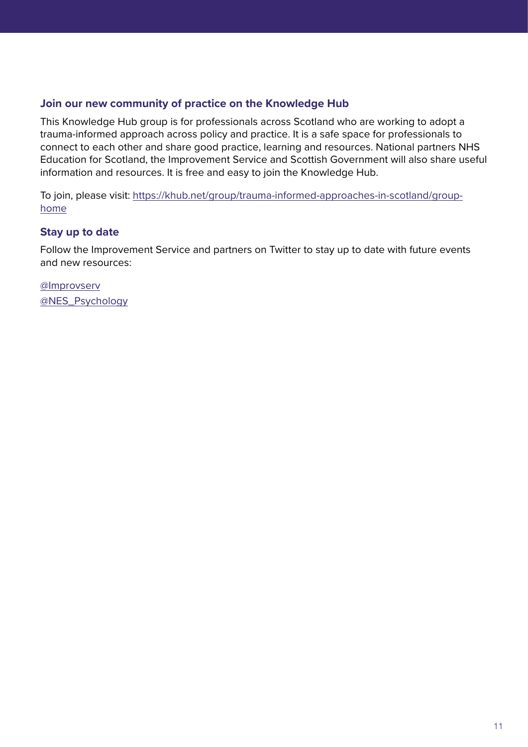## Join our new community of practice on the Knowledge Hub

This Knowledge Hub group is for professionals across Scotland who are working to adopt a trauma-informed approach across policy and practice. It is a safe space for professionals to connect to each other and share good practice, learning and resources. National partners NHS Education for Scotland, the Improvement Service and Scottish Government will also share useful information and resources. It is free and easy to join the Knowledge Hub.

To join, please visit: https://khub.net/group/trauma-informed-approaches-in-scotland/group-home

## Stay up to date

Follow the Improvement Service and partners on Twitter to stay up to date with future events and new resources:

@Improvserv

@NES_Psychology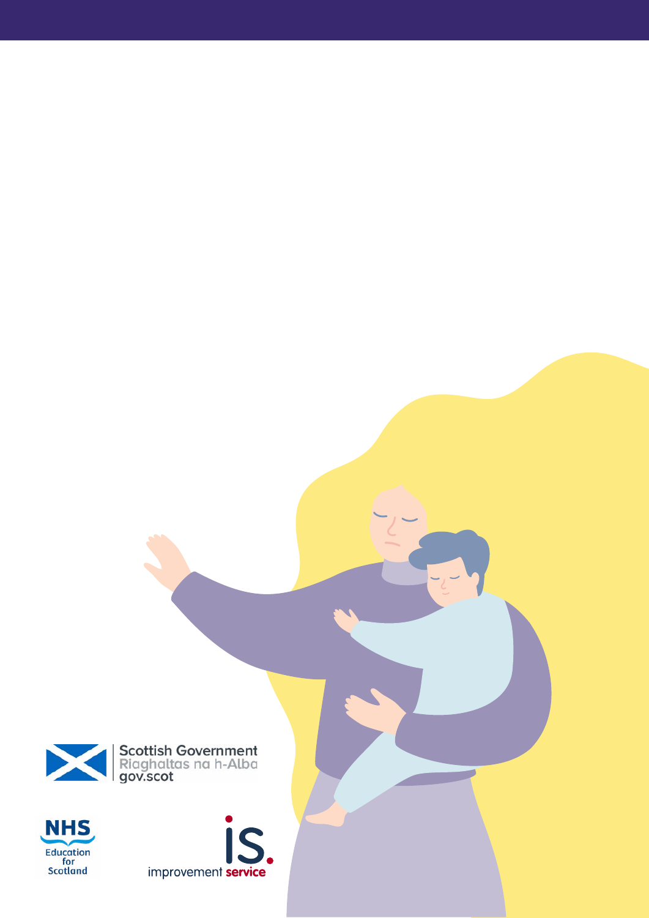Scottish Government
Riaghaltas na h-Alba
gov.scot

NHS Education for Scotland

improvement service